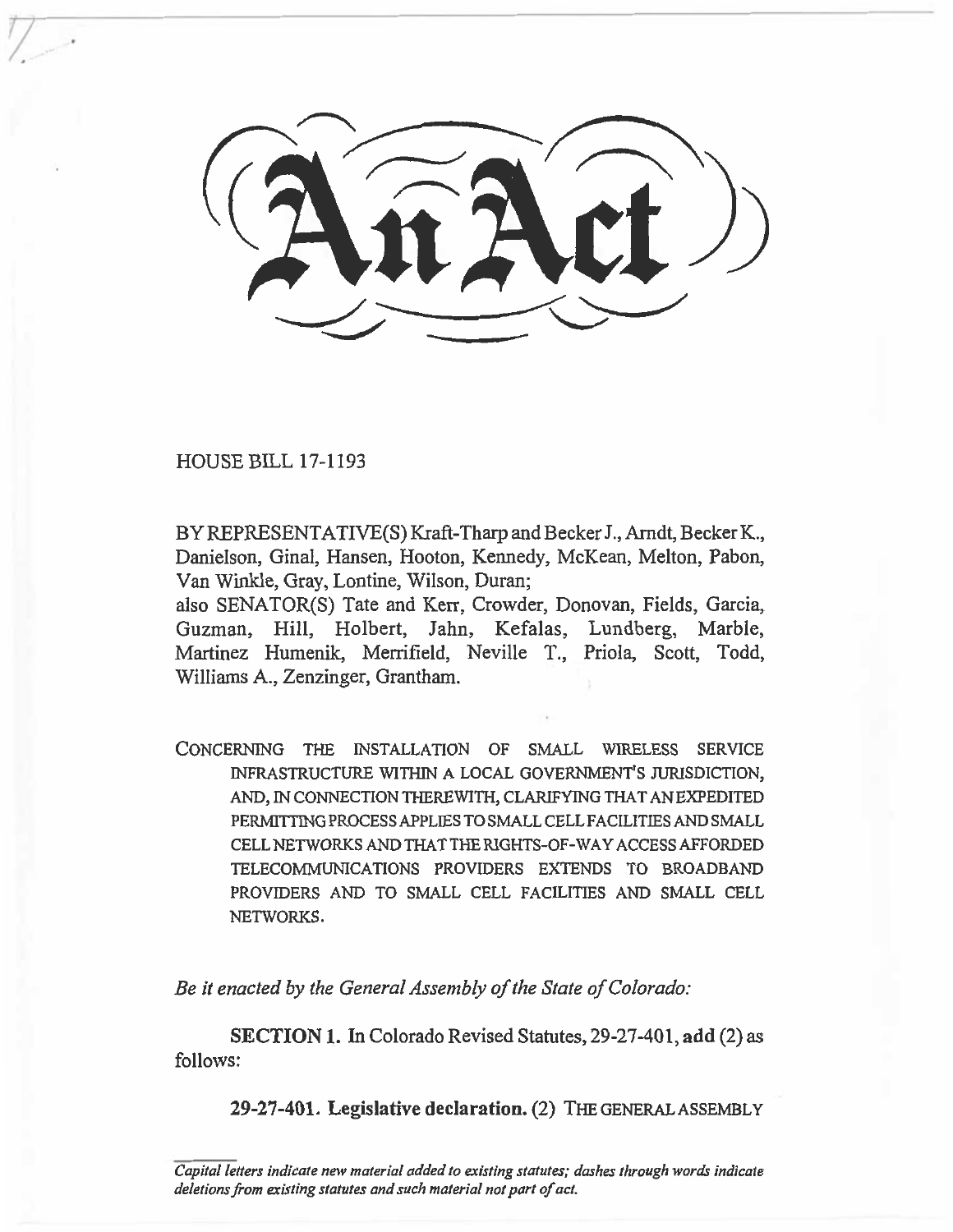# An Act

HOUSE BILL 17-1193

BY REPRESENTATIVE(S) Kraft-Tharp and Becker J., Arndt, Becker K., Danielson, Ginal, Hansen, Hooton, Kennedy, McKean, Melton, Pabon, Van Winkle, Gray, Lontine, Wilson, Duran;
also SENATOR(S) Tate and Kerr, Crowder, Donovan, Fields, Garcia, Guzman, Hill, Holbert, Jahn, Kefalas, Lundberg, Marble, Martinez Humenik, Merrifield, Neville T., Priola, Scott, Todd, Williams A., Zenzinger, Grantham.

CONCERNING THE INSTALLATION OF SMALL WIRELESS SERVICE INFRASTRUCTURE WITHIN A LOCAL GOVERNMENT'S JURISDICTION, AND, IN CONNECTION THEREWITH, CLARIFYING THAT AN EXPEDITED PERMITTING PROCESS APPLIES TO SMALL CELL FACILITIES AND SMALL CELL NETWORKS AND THAT THE RIGHTS-OF-WAY ACCESS AFFORDED TELECOMMUNICATIONS PROVIDERS EXTENDS TO BROADBAND PROVIDERS AND TO SMALL CELL FACILITIES AND SMALL CELL NETWORKS.

*Be it enacted by the General Assembly of the State of Colorado:*

**SECTION 1.** In Colorado Revised Statutes, 29-27-401, **add** (2) as follows:

**29-27-401. Legislative declaration.** (2) THE GENERAL ASSEMBLY

*Capital letters indicate new material added to existing statutes; dashes through words indicate deletions from existing statutes and such material not part of act.*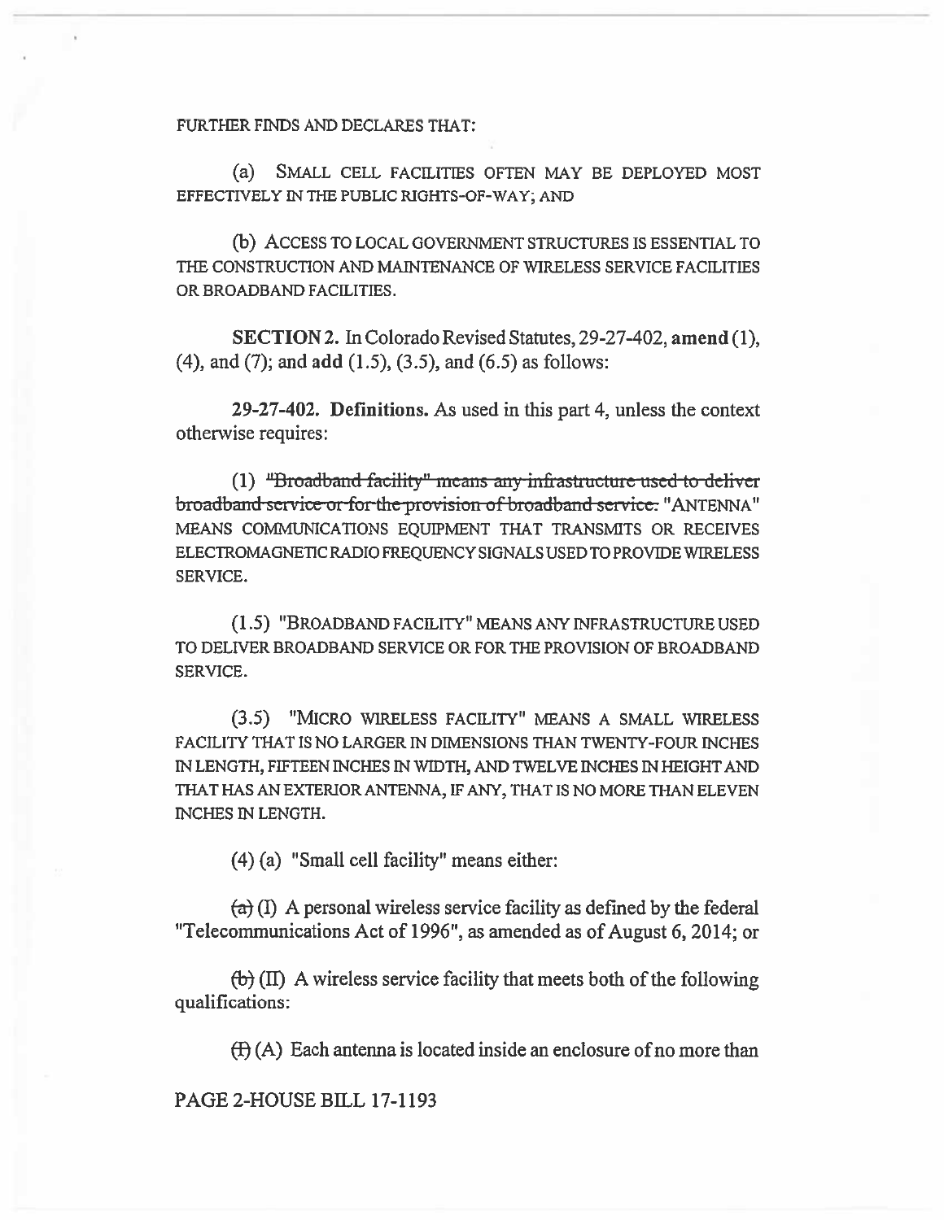FURTHER FINDS AND DECLARES THAT:

(a) SMALL CELL FACILITIES OFTEN MAY BE DEPLOYED MOST EFFECTIVELY IN THE PUBLIC RIGHTS-OF-WAY; AND

(b) ACCESS TO LOCAL GOVERNMENT STRUCTURES IS ESSENTIAL TO THE CONSTRUCTION AND MAINTENANCE OF WIRELESS SERVICE FACILITIES OR BROADBAND FACILITIES.

**SECTION 2.** In Colorado Revised Statutes, 29-27-402, **amend** (1), (4), and (7); and **add** (1.5), (3.5), and (6.5) as follows:

**29-27-402. Definitions.** As used in this part 4, unless the context otherwise requires:

(1) ~~"Broadband facility" means any infrastructure used to deliver broadband service or for the provision of broadband service.~~ "ANTENNA" MEANS COMMUNICATIONS EQUIPMENT THAT TRANSMITS OR RECEIVES ELECTROMAGNETIC RADIO FREQUENCY SIGNALS USED TO PROVIDE WIRELESS SERVICE.

(1.5) "BROADBAND FACILITY" MEANS ANY INFRASTRUCTURE USED TO DELIVER BROADBAND SERVICE OR FOR THE PROVISION OF BROADBAND SERVICE.

(3.5) "MICRO WIRELESS FACILITY" MEANS A SMALL WIRELESS FACILITY THAT IS NO LARGER IN DIMENSIONS THAN TWENTY-FOUR INCHES IN LENGTH, FIFTEEN INCHES IN WIDTH, AND TWELVE INCHES IN HEIGHT AND THAT HAS AN EXTERIOR ANTENNA, IF ANY, THAT IS NO MORE THAN ELEVEN INCHES IN LENGTH.

(4) (a) "Small cell facility" means either:

~~(a)~~ (I) A personal wireless service facility as defined by the federal "Telecommunications Act of 1996", as amended as of August 6, 2014; or

~~(b)~~ (II) A wireless service facility that meets both of the following qualifications:

~~(I)~~ (A) Each antenna is located inside an enclosure of no more than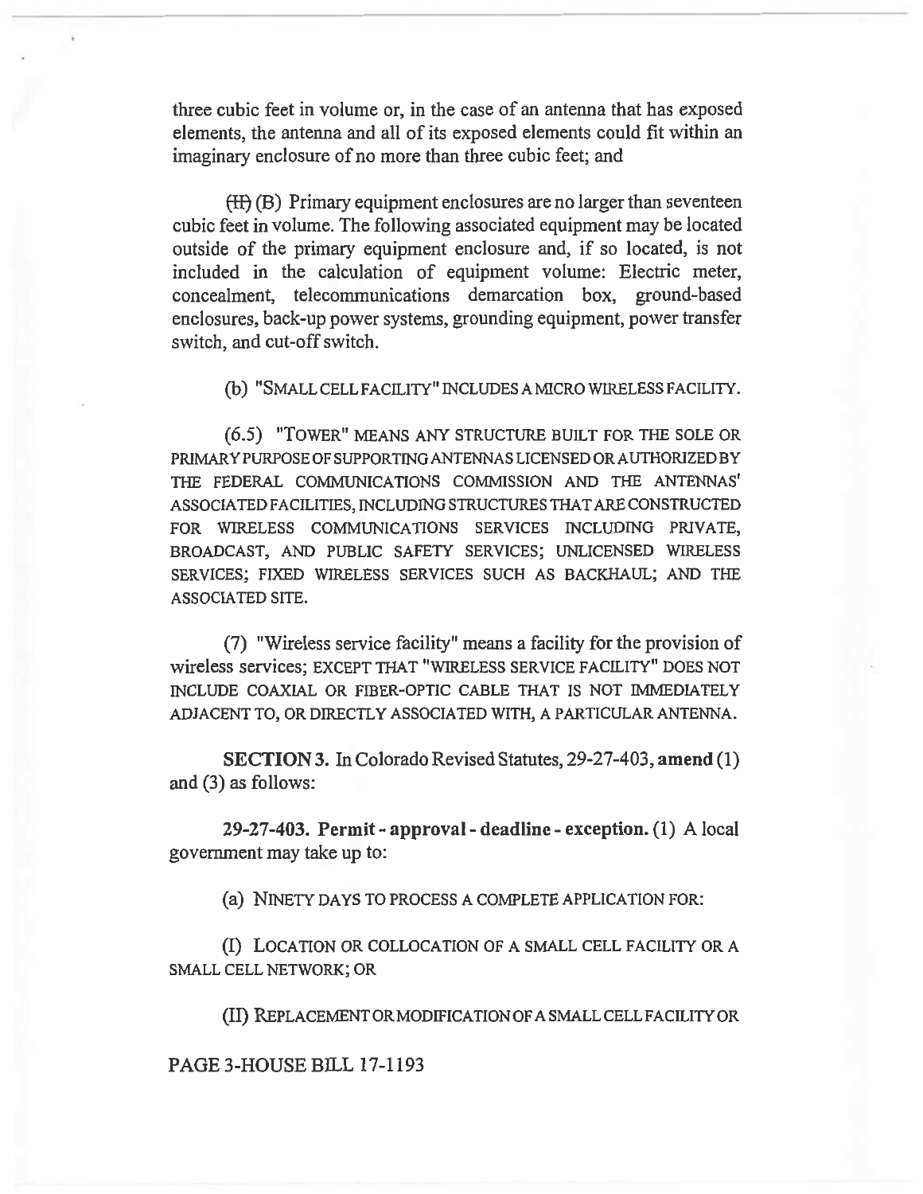three cubic feet in volume or, in the case of an antenna that has exposed elements, the antenna and all of its exposed elements could fit within an imaginary enclosure of no more than three cubic feet; and

~~(II)~~ (B) Primary equipment enclosures are no larger than seventeen cubic feet in volume. The following associated equipment may be located outside of the primary equipment enclosure and, if so located, is not included in the calculation of equipment volume: Electric meter, concealment, telecommunications demarcation box, ground-based enclosures, back-up power systems, grounding equipment, power transfer switch, and cut-off switch.

(b) "SMALL CELL FACILITY" INCLUDES A MICRO WIRELESS FACILITY.

(6.5) "TOWER" MEANS ANY STRUCTURE BUILT FOR THE SOLE OR PRIMARY PURPOSE OF SUPPORTING ANTENNAS LICENSED OR AUTHORIZED BY THE FEDERAL COMMUNICATIONS COMMISSION AND THE ANTENNAS' ASSOCIATED FACILITIES, INCLUDING STRUCTURES THAT ARE CONSTRUCTED FOR WIRELESS COMMUNICATIONS SERVICES INCLUDING PRIVATE, BROADCAST, AND PUBLIC SAFETY SERVICES; UNLICENSED WIRELESS SERVICES; FIXED WIRELESS SERVICES SUCH AS BACKHAUL; AND THE ASSOCIATED SITE.

(7) "Wireless service facility" means a facility for the provision of wireless services; EXCEPT THAT "WIRELESS SERVICE FACILITY" DOES NOT INCLUDE COAXIAL OR FIBER-OPTIC CABLE THAT IS NOT IMMEDIATELY ADJACENT TO, OR DIRECTLY ASSOCIATED WITH, A PARTICULAR ANTENNA.

**SECTION 3.** In Colorado Revised Statutes, 29-27-403, **amend** (1) and (3) as follows:

**29-27-403. Permit - approval - deadline - exception.** (1) A local government may take up to:

(a) NINETY DAYS TO PROCESS A COMPLETE APPLICATION FOR:

(I) LOCATION OR COLLOCATION OF A SMALL CELL FACILITY OR A SMALL CELL NETWORK; OR

(II) REPLACEMENT OR MODIFICATION OF A SMALL CELL FACILITY OR

PAGE 3-HOUSE BILL 17-1193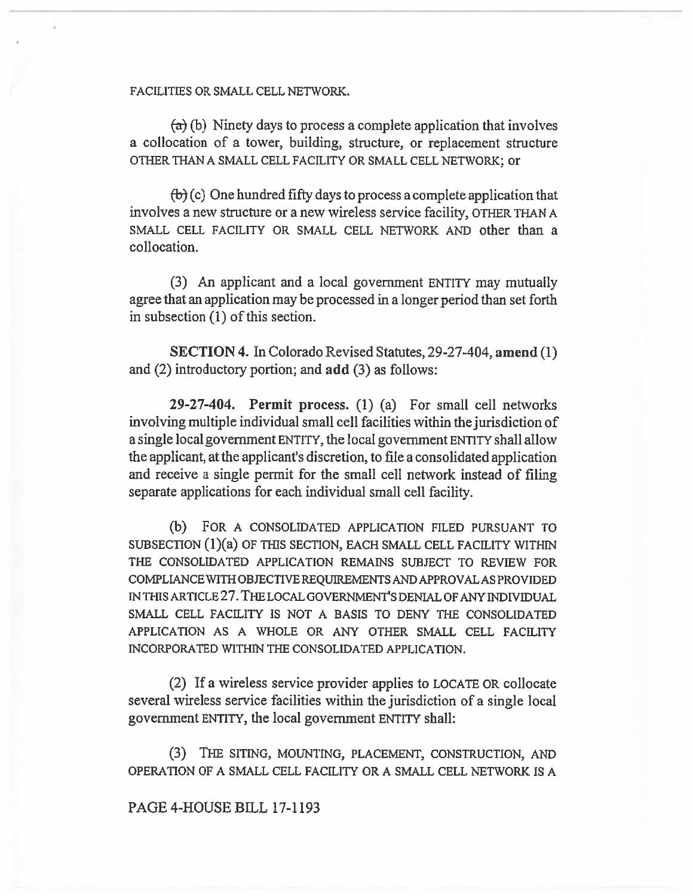FACILITIES OR SMALL CELL NETWORK.

~~(a)~~ (b) Ninety days to process a complete application that involves a collocation of a tower, building, structure, or replacement structure OTHER THAN A SMALL CELL FACILITY OR SMALL CELL NETWORK; or

~~(b)~~ (c) One hundred fifty days to process a complete application that involves a new structure or a new wireless service facility, OTHER THAN A SMALL CELL FACILITY OR SMALL CELL NETWORK AND other than a collocation.

(3) An applicant and a local government ENTITY may mutually agree that an application may be processed in a longer period than set forth in subsection (1) of this section.

**SECTION 4.** In Colorado Revised Statutes, 29-27-404, **amend** (1) and (2) introductory portion; and **add** (3) as follows:

**29-27-404. Permit process.** (1) (a) For small cell networks involving multiple individual small cell facilities within the jurisdiction of a single local government ENTITY, the local government ENTITY shall allow the applicant, at the applicant's discretion, to file a consolidated application and receive a single permit for the small cell network instead of filing separate applications for each individual small cell facility.

(b) FOR A CONSOLIDATED APPLICATION FILED PURSUANT TO SUBSECTION (1)(a) OF THIS SECTION, EACH SMALL CELL FACILITY WITHIN THE CONSOLIDATED APPLICATION REMAINS SUBJECT TO REVIEW FOR COMPLIANCE WITH OBJECTIVE REQUIREMENTS AND APPROVAL AS PROVIDED IN THIS ARTICLE 27. THE LOCAL GOVERNMENT'S DENIAL OF ANY INDIVIDUAL SMALL CELL FACILITY IS NOT A BASIS TO DENY THE CONSOLIDATED APPLICATION AS A WHOLE OR ANY OTHER SMALL CELL FACILITY INCORPORATED WITHIN THE CONSOLIDATED APPLICATION.

(2) If a wireless service provider applies to LOCATE OR collocate several wireless service facilities within the jurisdiction of a single local government ENTITY, the local government ENTITY shall:

(3) THE SITING, MOUNTING, PLACEMENT, CONSTRUCTION, AND OPERATION OF A SMALL CELL FACILITY OR A SMALL CELL NETWORK IS A

PAGE 4-HOUSE BILL 17-1193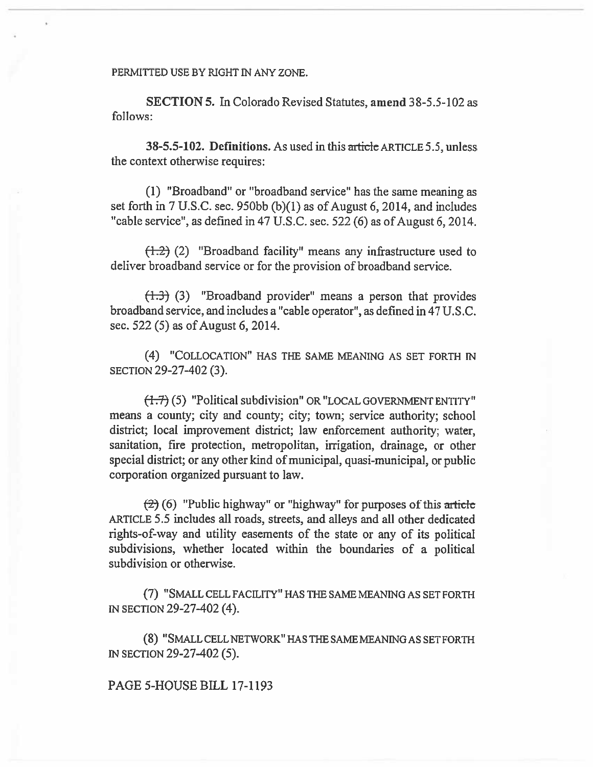PERMITTED USE BY RIGHT IN ANY ZONE.

**SECTION 5.** In Colorado Revised Statutes, **amend** 38-5.5-102 as follows:

**38-5.5-102. Definitions.** As used in this ~~article~~ ARTICLE 5.5, unless the context otherwise requires:

(1) "Broadband" or "broadband service" has the same meaning as set forth in 7 U.S.C. sec. 950bb (b)(1) as of August 6, 2014, and includes "cable service", as defined in 47 U.S.C. sec. 522 (6) as of August 6, 2014.

~~(1.2)~~ (2) "Broadband facility" means any infrastructure used to deliver broadband service or for the provision of broadband service.

~~(1.3)~~ (3) "Broadband provider" means a person that provides broadband service, and includes a "cable operator", as defined in 47 U.S.C. sec. 522 (5) as of August 6, 2014.

(4) "COLLOCATION" HAS THE SAME MEANING AS SET FORTH IN SECTION 29-27-402 (3).

~~(1.7)~~ (5) "Political subdivision" OR "LOCAL GOVERNMENT ENTITY" means a county; city and county; city; town; service authority; school district; local improvement district; law enforcement authority; water, sanitation, fire protection, metropolitan, irrigation, drainage, or other special district; or any other kind of municipal, quasi-municipal, or public corporation organized pursuant to law.

~~(2)~~ (6) "Public highway" or "highway" for purposes of this ~~article~~ ARTICLE 5.5 includes all roads, streets, and alleys and all other dedicated rights-of-way and utility easements of the state or any of its political subdivisions, whether located within the boundaries of a political subdivision or otherwise.

(7) "SMALL CELL FACILITY" HAS THE SAME MEANING AS SET FORTH IN SECTION 29-27-402 (4).

(8) "SMALL CELL NETWORK" HAS THE SAME MEANING AS SET FORTH IN SECTION 29-27-402 (5).

PAGE 5-HOUSE BILL 17-1193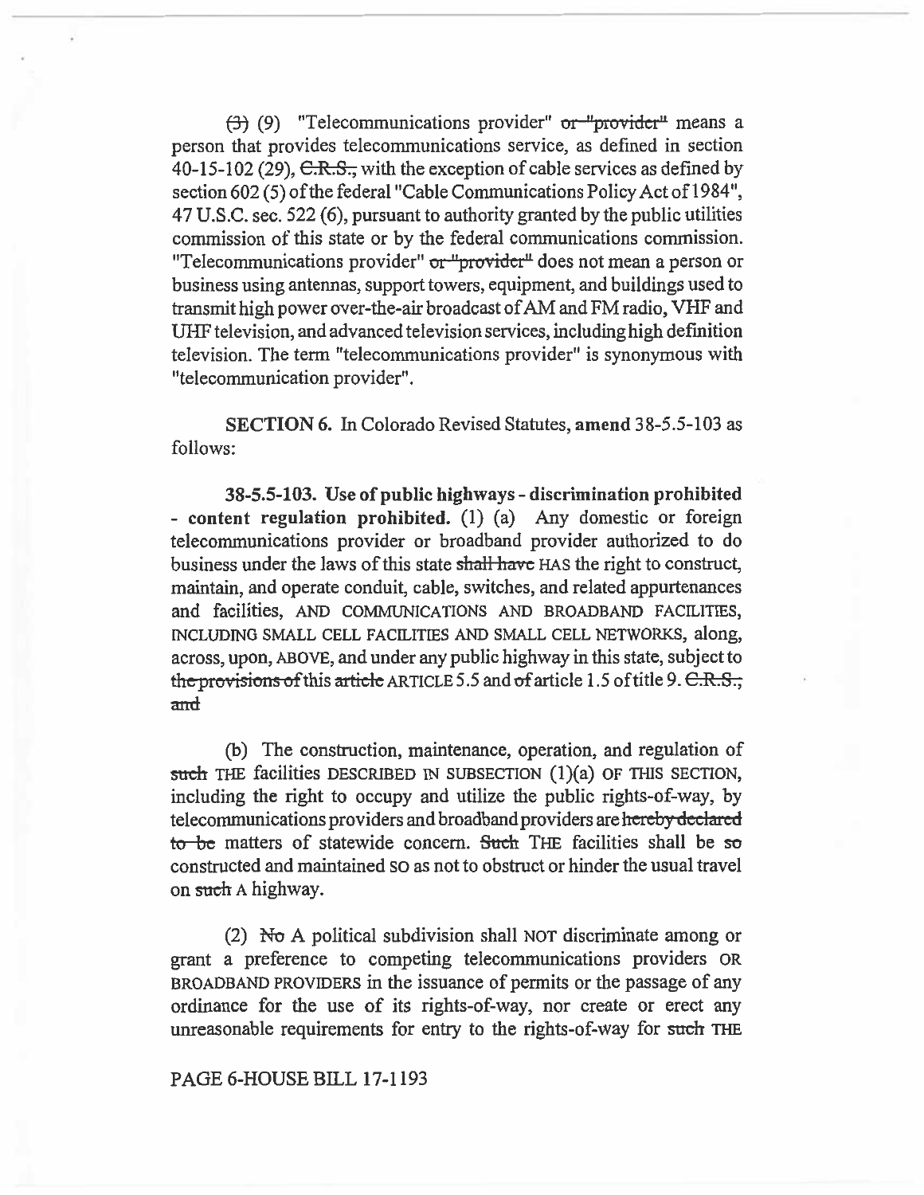~~(3)~~ (9) "Telecommunications provider" ~~or "provider"~~ means a person that provides telecommunications service, as defined in section 40-15-102 (29), ~~C.R.S.,~~ with the exception of cable services as defined by section 602 (5) of the federal "Cable Communications Policy Act of 1984", 47 U.S.C. sec. 522 (6), pursuant to authority granted by the public utilities commission of this state or by the federal communications commission. "Telecommunications provider" ~~or "provider"~~ does not mean a person or business using antennas, support towers, equipment, and buildings used to transmit high power over-the-air broadcast of AM and FM radio, VHF and UHF television, and advanced television services, including high definition television. The term "telecommunications provider" is synonymous with "telecommunication provider".

**SECTION 6.** In Colorado Revised Statutes, **amend** 38-5.5-103 as follows:

**38-5.5-103. Use of public highways - discrimination prohibited - content regulation prohibited.** (1) (a) Any domestic or foreign telecommunications provider or broadband provider authorized to do business under the laws of this state ~~shall have~~ HAS the right to construct, maintain, and operate conduit, cable, switches, and related appurtenances and facilities, AND COMMUNICATIONS AND BROADBAND FACILITIES, INCLUDING SMALL CELL FACILITIES AND SMALL CELL NETWORKS, along, across, upon, ABOVE, and under any public highway in this state, subject to ~~the provisions of~~ this ~~article~~ ARTICLE 5.5 and ~~of~~ article 1.5 of title 9. ~~C.R.S.; and~~

(b) The construction, maintenance, operation, and regulation of ~~such~~ THE facilities DESCRIBED IN SUBSECTION (1)(a) OF THIS SECTION, including the right to occupy and utilize the public rights-of-way, by telecommunications providers and broadband providers are ~~hereby declared to be~~ matters of statewide concern. ~~Such~~ THE facilities shall be ~~so~~ constructed and maintained SO as not to obstruct or hinder the usual travel on ~~such~~ A highway.

(2) ~~No~~ A political subdivision shall NOT discriminate among or grant a preference to competing telecommunications providers OR BROADBAND PROVIDERS in the issuance of permits or the passage of any ordinance for the use of its rights-of-way, nor create or erect any unreasonable requirements for entry to the rights-of-way for ~~such~~ THE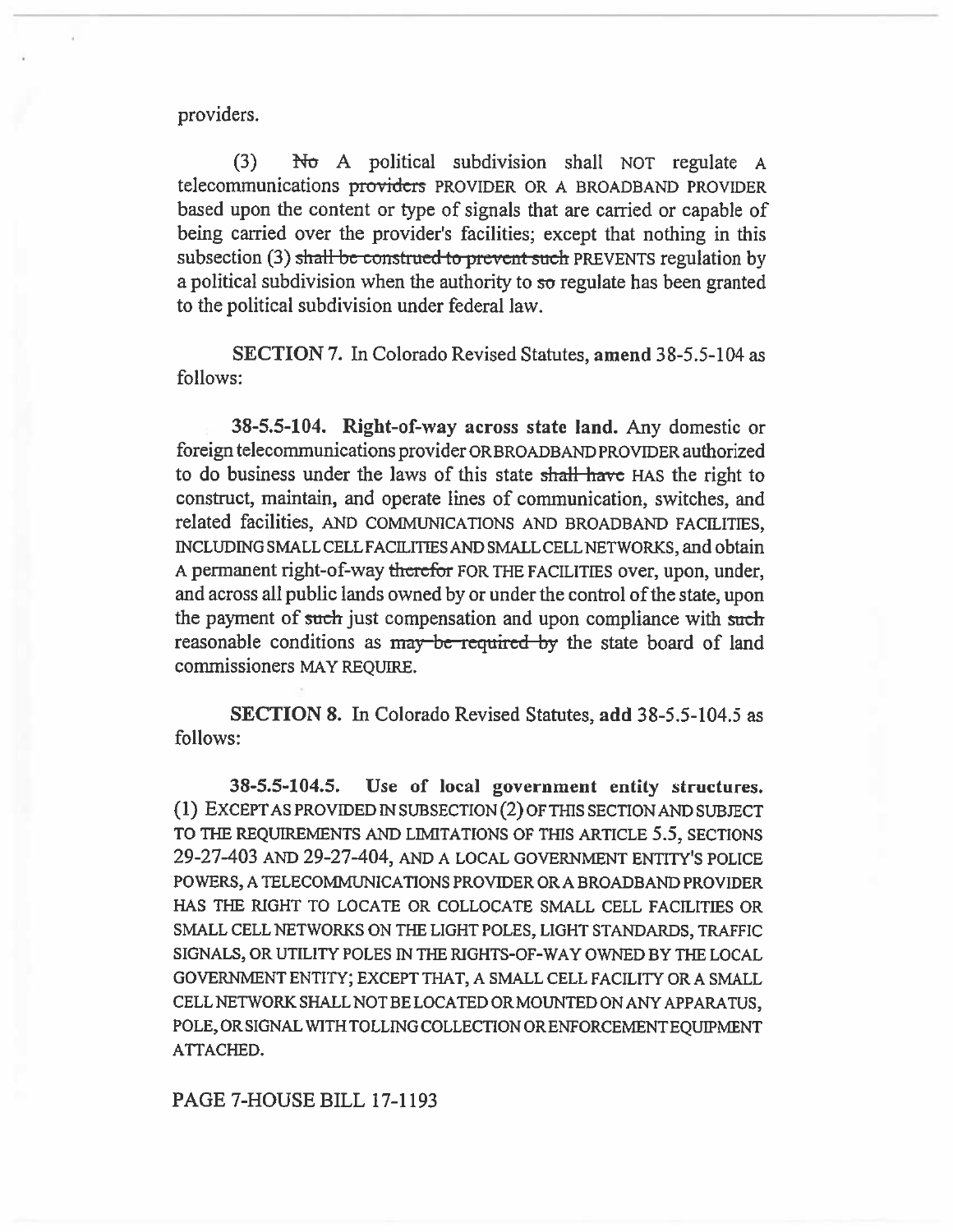providers.

(3) ~~No~~ A political subdivision shall NOT regulate A telecommunications ~~providers~~ PROVIDER OR A BROADBAND PROVIDER based upon the content or type of signals that are carried or capable of being carried over the provider's facilities; except that nothing in this subsection (3) ~~shall be construed to prevent such~~ PREVENTS regulation by a political subdivision when the authority to ~~so~~ regulate has been granted to the political subdivision under federal law.

**SECTION 7.** In Colorado Revised Statutes, **amend** 38-5.5-104 as follows:

**38-5.5-104. Right-of-way across state land.** Any domestic or foreign telecommunications provider OR BROADBAND PROVIDER authorized to do business under the laws of this state ~~shall have~~ HAS the right to construct, maintain, and operate lines of communication, switches, and related facilities, AND COMMUNICATIONS AND BROADBAND FACILITIES, INCLUDING SMALL CELL FACILITIES AND SMALL CELL NETWORKS, and obtain A permanent right-of-way ~~therefor~~ FOR THE FACILITIES over, upon, under, and across all public lands owned by or under the control of the state, upon the payment of ~~such~~ just compensation and upon compliance with ~~such~~ reasonable conditions as ~~may be required by~~ the state board of land commissioners MAY REQUIRE.

**SECTION 8.** In Colorado Revised Statutes, **add** 38-5.5-104.5 as follows:

**38-5.5-104.5. Use of local government entity structures.** (1) EXCEPT AS PROVIDED IN SUBSECTION (2) OF THIS SECTION AND SUBJECT TO THE REQUIREMENTS AND LIMITATIONS OF THIS ARTICLE 5.5, SECTIONS 29-27-403 AND 29-27-404, AND A LOCAL GOVERNMENT ENTITY'S POLICE POWERS, A TELECOMMUNICATIONS PROVIDER OR A BROADBAND PROVIDER HAS THE RIGHT TO LOCATE OR COLLOCATE SMALL CELL FACILITIES OR SMALL CELL NETWORKS ON THE LIGHT POLES, LIGHT STANDARDS, TRAFFIC SIGNALS, OR UTILITY POLES IN THE RIGHTS-OF-WAY OWNED BY THE LOCAL GOVERNMENT ENTITY; EXCEPT THAT, A SMALL CELL FACILITY OR A SMALL CELL NETWORK SHALL NOT BE LOCATED OR MOUNTED ON ANY APPARATUS, POLE, OR SIGNAL WITH TOLLING COLLECTION OR ENFORCEMENT EQUIPMENT ATTACHED.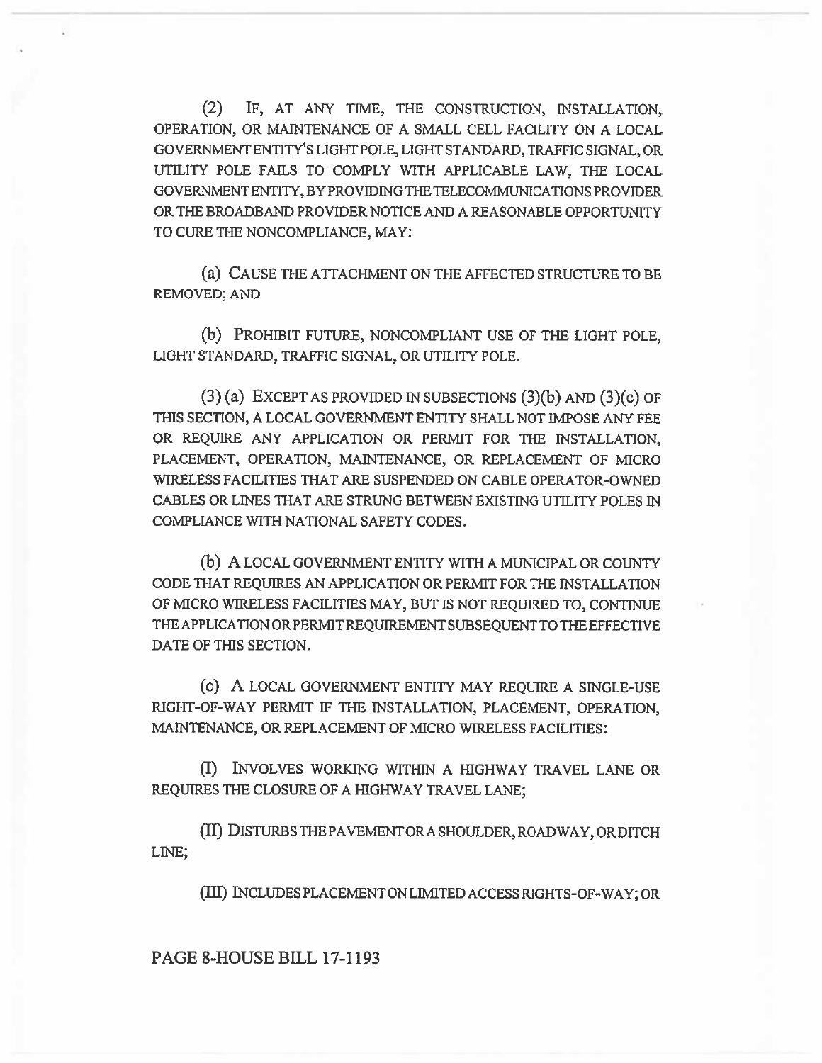(2) IF, AT ANY TIME, THE CONSTRUCTION, INSTALLATION, OPERATION, OR MAINTENANCE OF A SMALL CELL FACILITY ON A LOCAL GOVERNMENT ENTITY'S LIGHT POLE, LIGHT STANDARD, TRAFFIC SIGNAL, OR UTILITY POLE FAILS TO COMPLY WITH APPLICABLE LAW, THE LOCAL GOVERNMENT ENTITY, BY PROVIDING THE TELECOMMUNICATIONS PROVIDER OR THE BROADBAND PROVIDER NOTICE AND A REASONABLE OPPORTUNITY TO CURE THE NONCOMPLIANCE, MAY:

(a) CAUSE THE ATTACHMENT ON THE AFFECTED STRUCTURE TO BE REMOVED; AND

(b) PROHIBIT FUTURE, NONCOMPLIANT USE OF THE LIGHT POLE, LIGHT STANDARD, TRAFFIC SIGNAL, OR UTILITY POLE.

(3) (a) EXCEPT AS PROVIDED IN SUBSECTIONS (3)(b) AND (3)(c) OF THIS SECTION, A LOCAL GOVERNMENT ENTITY SHALL NOT IMPOSE ANY FEE OR REQUIRE ANY APPLICATION OR PERMIT FOR THE INSTALLATION, PLACEMENT, OPERATION, MAINTENANCE, OR REPLACEMENT OF MICRO WIRELESS FACILITIES THAT ARE SUSPENDED ON CABLE OPERATOR-OWNED CABLES OR LINES THAT ARE STRUNG BETWEEN EXISTING UTILITY POLES IN COMPLIANCE WITH NATIONAL SAFETY CODES.

(b) A LOCAL GOVERNMENT ENTITY WITH A MUNICIPAL OR COUNTY CODE THAT REQUIRES AN APPLICATION OR PERMIT FOR THE INSTALLATION OF MICRO WIRELESS FACILITIES MAY, BUT IS NOT REQUIRED TO, CONTINUE THE APPLICATION OR PERMIT REQUIREMENT SUBSEQUENT TO THE EFFECTIVE DATE OF THIS SECTION.

(c) A LOCAL GOVERNMENT ENTITY MAY REQUIRE A SINGLE-USE RIGHT-OF-WAY PERMIT IF THE INSTALLATION, PLACEMENT, OPERATION, MAINTENANCE, OR REPLACEMENT OF MICRO WIRELESS FACILITIES:

(I) INVOLVES WORKING WITHIN A HIGHWAY TRAVEL LANE OR REQUIRES THE CLOSURE OF A HIGHWAY TRAVEL LANE;

(II) DISTURBS THE PAVEMENT OR A SHOULDER, ROADWAY, OR DITCH LINE;

(III) INCLUDES PLACEMENT ON LIMITED ACCESS RIGHTS-OF-WAY; OR

PAGE 8-HOUSE BILL 17-1193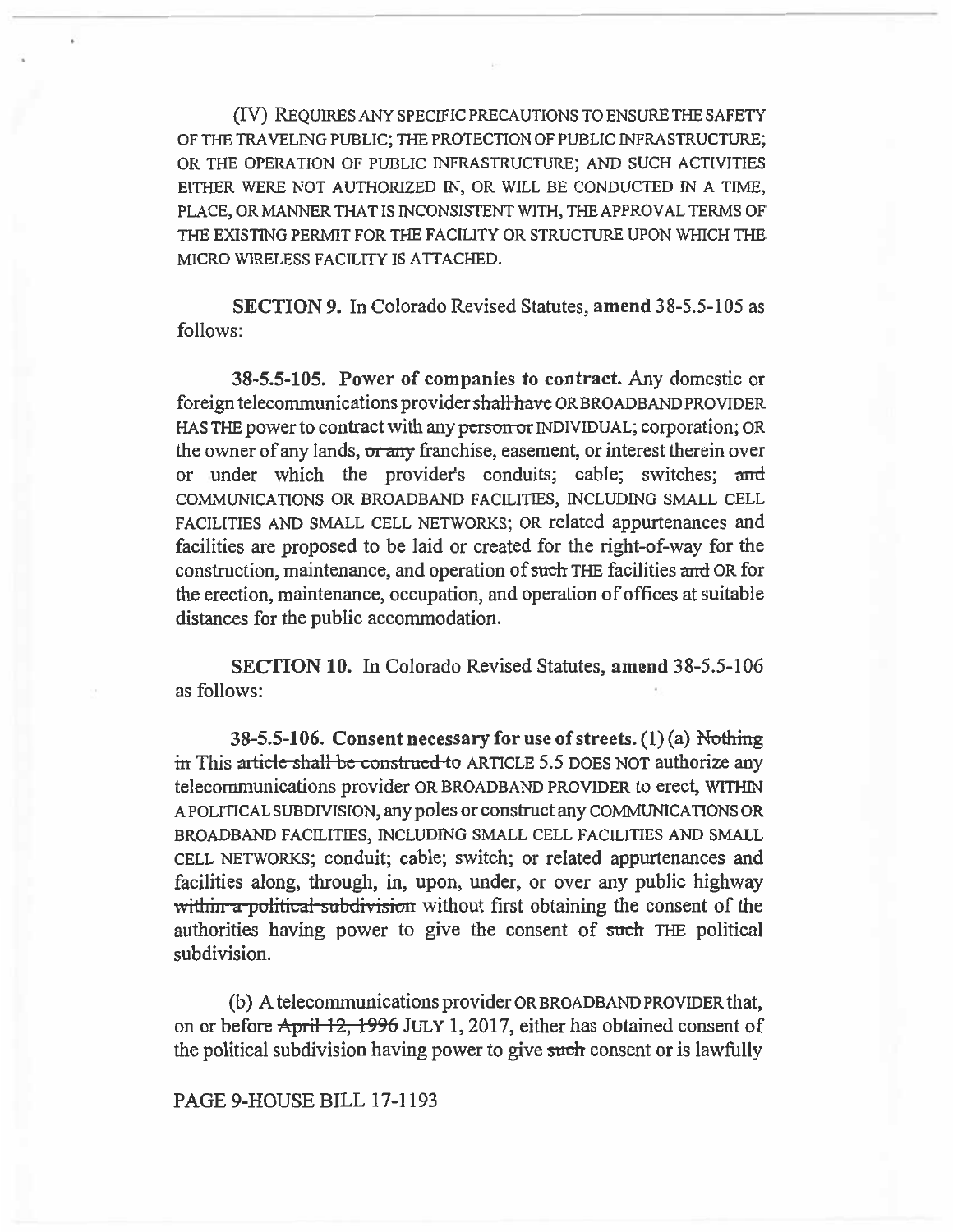(IV) REQUIRES ANY SPECIFIC PRECAUTIONS TO ENSURE THE SAFETY OF THE TRAVELING PUBLIC; THE PROTECTION OF PUBLIC INFRASTRUCTURE; OR THE OPERATION OF PUBLIC INFRASTRUCTURE; AND SUCH ACTIVITIES EITHER WERE NOT AUTHORIZED IN, OR WILL BE CONDUCTED IN A TIME, PLACE, OR MANNER THAT IS INCONSISTENT WITH, THE APPROVAL TERMS OF THE EXISTING PERMIT FOR THE FACILITY OR STRUCTURE UPON WHICH THE MICRO WIRELESS FACILITY IS ATTACHED.

**SECTION 9.** In Colorado Revised Statutes, **amend** 38-5.5-105 as follows:

**38-5.5-105. Power of companies to contract.** Any domestic or foreign telecommunications provider ~~shall have~~ OR BROADBAND PROVIDER HAS THE power to contract with any ~~person or~~ INDIVIDUAL; corporation; OR the owner of any lands, ~~or any~~ franchise, easement, or interest therein over or under which the provider's conduits; cable; switches; ~~and~~ COMMUNICATIONS OR BROADBAND FACILITIES, INCLUDING SMALL CELL FACILITIES AND SMALL CELL NETWORKS; OR related appurtenances and facilities are proposed to be laid or created for the right-of-way for the construction, maintenance, and operation of ~~such~~ THE facilities ~~and~~ OR for the erection, maintenance, occupation, and operation of offices at suitable distances for the public accommodation.

**SECTION 10.** In Colorado Revised Statutes, **amend** 38-5.5-106 as follows:

**38-5.5-106. Consent necessary for use of streets.** (1) (a) ~~Nothing in~~ This ~~article shall be construed to~~ ARTICLE 5.5 DOES NOT authorize any telecommunications provider OR BROADBAND PROVIDER to erect, WITHIN A POLITICAL SUBDIVISION, any poles or construct any COMMUNICATIONS OR BROADBAND FACILITIES, INCLUDING SMALL CELL FACILITIES AND SMALL CELL NETWORKS; conduit; cable; switch; or related appurtenances and facilities along, through, in, upon, under, or over any public highway ~~within a political subdivision~~ without first obtaining the consent of the authorities having power to give the consent of ~~such~~ THE political subdivision.

(b) A telecommunications provider OR BROADBAND PROVIDER that, on or before ~~April 12, 1996~~ JULY 1, 2017, either has obtained consent of the political subdivision having power to give ~~such~~ consent or is lawfully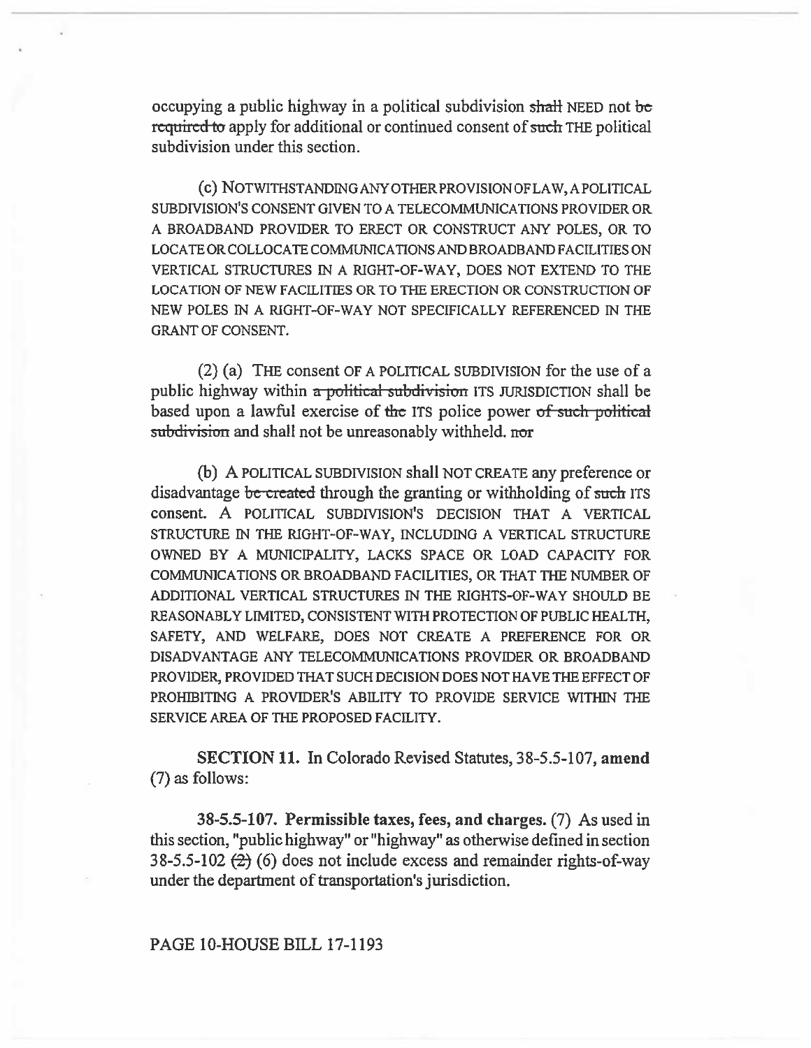occupying a public highway in a political subdivision ~~shall~~ NEED not ~~be required to~~ apply for additional or continued consent of ~~such~~ THE political subdivision under this section.

(c) NOTWITHSTANDING ANY OTHER PROVISION OF LAW, A POLITICAL SUBDIVISION'S CONSENT GIVEN TO A TELECOMMUNICATIONS PROVIDER OR A BROADBAND PROVIDER TO ERECT OR CONSTRUCT ANY POLES, OR TO LOCATE OR COLLOCATE COMMUNICATIONS AND BROADBAND FACILITIES ON VERTICAL STRUCTURES IN A RIGHT-OF-WAY, DOES NOT EXTEND TO THE LOCATION OF NEW FACILITIES OR TO THE ERECTION OR CONSTRUCTION OF NEW POLES IN A RIGHT-OF-WAY NOT SPECIFICALLY REFERENCED IN THE GRANT OF CONSENT.

(2) (a) THE consent OF A POLITICAL SUBDIVISION for the use of a public highway within ~~a political subdivision~~ ITS JURISDICTION shall be based upon a lawful exercise of ~~the~~ ITS police power ~~of such political subdivision~~ and shall not be unreasonably withheld. ~~nor~~

(b) A POLITICAL SUBDIVISION shall NOT CREATE any preference or disadvantage ~~be created~~ through the granting or withholding of ~~such~~ ITS consent. A POLITICAL SUBDIVISION'S DECISION THAT A VERTICAL STRUCTURE IN THE RIGHT-OF-WAY, INCLUDING A VERTICAL STRUCTURE OWNED BY A MUNICIPALITY, LACKS SPACE OR LOAD CAPACITY FOR COMMUNICATIONS OR BROADBAND FACILITIES, OR THAT THE NUMBER OF ADDITIONAL VERTICAL STRUCTURES IN THE RIGHTS-OF-WAY SHOULD BE REASONABLY LIMITED, CONSISTENT WITH PROTECTION OF PUBLIC HEALTH, SAFETY, AND WELFARE, DOES NOT CREATE A PREFERENCE FOR OR DISADVANTAGE ANY TELECOMMUNICATIONS PROVIDER OR BROADBAND PROVIDER, PROVIDED THAT SUCH DECISION DOES NOT HAVE THE EFFECT OF PROHIBITING A PROVIDER'S ABILITY TO PROVIDE SERVICE WITHIN THE SERVICE AREA OF THE PROPOSED FACILITY.

**SECTION 11.** In Colorado Revised Statutes, 38-5.5-107, **amend** (7) as follows:

**38-5.5-107. Permissible taxes, fees, and charges.** (7) As used in this section, "public highway" or "highway" as otherwise defined in section 38-5.5-102 ~~(2)~~ (6) does not include excess and remainder rights-of-way under the department of transportation's jurisdiction.

PAGE 10-HOUSE BILL 17-1193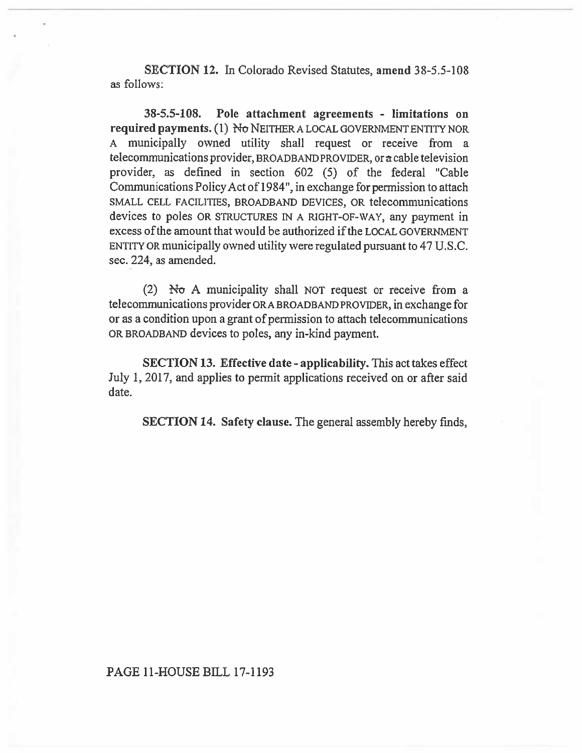**SECTION 12.** In Colorado Revised Statutes, **amend** 38-5.5-108 as follows:

**38-5.5-108. Pole attachment agreements - limitations on required payments.** (1) ~~No~~ NEITHER A LOCAL GOVERNMENT ENTITY NOR A municipally owned utility shall request or receive from a telecommunications provider, BROADBAND PROVIDER, or ~~a~~ cable television provider, as defined in section 602 (5) of the federal "Cable Communications Policy Act of 1984", in exchange for permission to attach SMALL CELL FACILITIES, BROADBAND DEVICES, OR telecommunications devices to poles OR STRUCTURES IN A RIGHT-OF-WAY, any payment in excess of the amount that would be authorized if the LOCAL GOVERNMENT ENTITY OR municipally owned utility were regulated pursuant to 47 U.S.C. sec. 224, as amended.

(2) ~~No~~ A municipality shall NOT request or receive from a telecommunications provider OR A BROADBAND PROVIDER, in exchange for or as a condition upon a grant of permission to attach telecommunications OR BROADBAND devices to poles, any in-kind payment.

**SECTION 13. Effective date - applicability.** This act takes effect July 1, 2017, and applies to permit applications received on or after said date.

**SECTION 14. Safety clause.** The general assembly hereby finds,

PAGE 11-HOUSE BILL 17-1193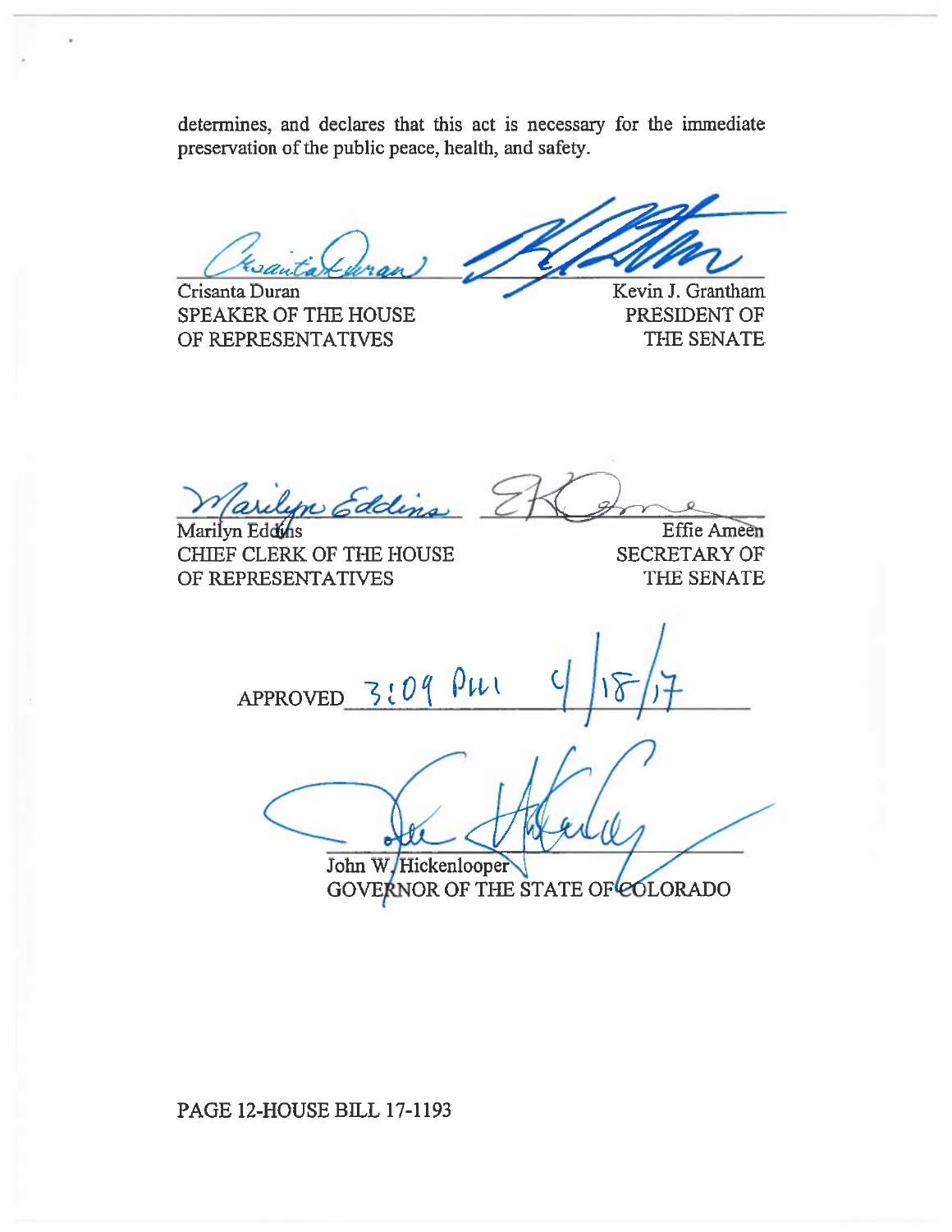determines, and declares that this act is necessary for the immediate preservation of the public peace, health, and safety.

Crisanta Duran
SPEAKER OF THE HOUSE
OF REPRESENTATIVES

Kevin J. Grantham
PRESIDENT OF
THE SENATE

Marilyn Eddins
CHIEF CLERK OF THE HOUSE
OF REPRESENTATIVES

Effie Ameen
SECRETARY OF
THE SENATE

APPROVED 3:09 PM 4/18/17

John W. Hickenlooper
GOVERNOR OF THE STATE OF COLORADO

PAGE 12-HOUSE BILL 17-1193